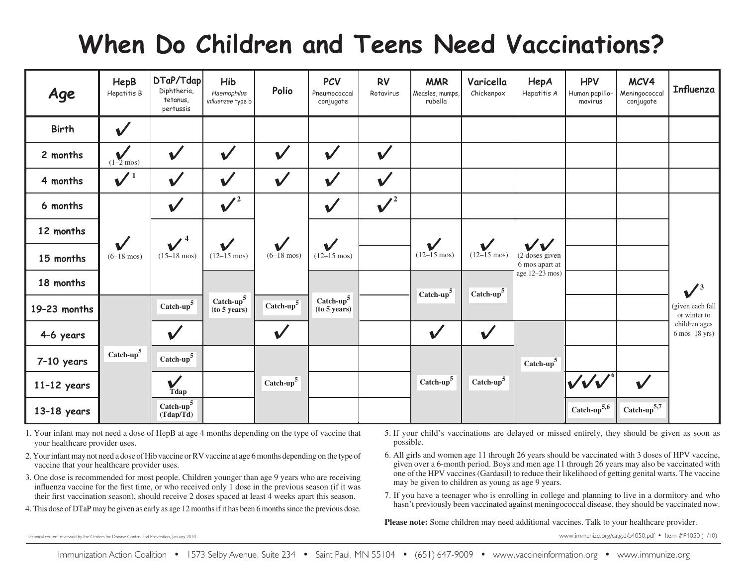# When Do Children and Teens Need Vaccinations?

| Age | HepB Hepatitis B | DTaP/Tdap Diphtheria, tetanus, pertussis | Hib *Haemophilus influenzae* type b | Polio | PCV Pneumococcal conjugate | RV Rotavirus | MMR Measles, mumps, rubella | Varicella Chickenpox | HepA Hepatitis A | HPV Human papillomavirus | MCV4 Meningococcal conjugate | Influenza |
|---|---|---|---|---|---|---|---|---|---|---|---|---|
| Birth | ✓ | | | | | | | | | | | |
| 2 months | ✓ (1–2 mos) | ✓ | ✓ | ✓ | ✓ | ✓ | | | | | | |
| 4 months | ✓[1] | ✓ | ✓ | ✓ | ✓ | ✓ | | | | | | |
| 6 months | ✓ (6–18 mos) | ✓ | ✓[2] | ✓ (6–18 mos) | ✓ | ✓[2] | | | | | | ✓[3] (given each fall or winter to children ages 6 mos–18 yrs) |
| 12 months | | ✓[4] (15–18 mos) | ✓ (12–15 mos) | | ✓ (12–15 mos) | | ✓ (12–15 mos) | ✓ (12–15 mos) | ✓✓ (2 doses given 6 mos apart at age 12–23 mos) | | | |
| 15 months | | | | | | | | | | | | |
| 18 months | | | Catch-up[5] (to 5 years) | | Catch-up[5] (to 5 years) | | Catch-up[5] | Catch-up[5] | | | | |
| 19–23 months | Catch-up[5] | Catch-up[5] | | Catch-up[5] | | | | | | | | |
| 4–6 years | | ✓ | | ✓ | | | ✓ | ✓ | Catch-up[5] | | | |
| 7–10 years | | Catch-up[5] | | Catch-up[5] | | | Catch-up[5] | Catch-up[5] | | | | |
| 11–12 years | | ✓ Tdap | | | | | | | | ✓✓✓[6] | ✓ | |
| 13–18 years | | Catch-up[5] (Tdap/Td) | | | | | | | | Catch-up[5,6] | Catch-up[5,7] | |

1. Your infant may not need a dose of HepB at age 4 months depending on the type of vaccine that your healthcare provider uses.
2. Your infant may not need a dose of Hib vaccine or RV vaccine at age 6 months depending on the type of vaccine that your healthcare provider uses.
3. One dose is recommended for most people. Children younger than age 9 years who are receiving influenza vaccine for the first time, or who received only 1 dose in the previous season (if it was their first vaccination season), should receive 2 doses spaced at least 4 weeks apart this season.
4. This dose of DTaP may be given as early as age 12 months if it has been 6 months since the previous dose.
5. If your child's vaccinations are delayed or missed entirely, they should be given as soon as possible.
6. All girls and women age 11 through 26 years should be vaccinated with 3 doses of HPV vaccine, given over a 6-month period. Boys and men age 11 through 26 years may also be vaccinated with one of the HPV vaccines (Gardasil) to reduce their likelihood of getting genital warts. The vaccine may be given to children as young as age 9 years.
7. If you have a teenager who is enrolling in college and planning to live in a dormitory and who hasn't previously been vaccinated against meningococcal disease, they should be vaccinated now.

**Please note:** Some children may need additional vaccines. Talk to your healthcare provider.

Technical content reviewed by the Centers for Disease Control and Prevention, January 2010.

www.immunize.org/catg.d/p4050.pdf • Item #P4050 (1/10)

Immunization Action Coalition • 1573 Selby Avenue, Suite 234 • Saint Paul, MN 55104 • (651) 647-9009 • www.vaccineinformation.org • www.immunize.org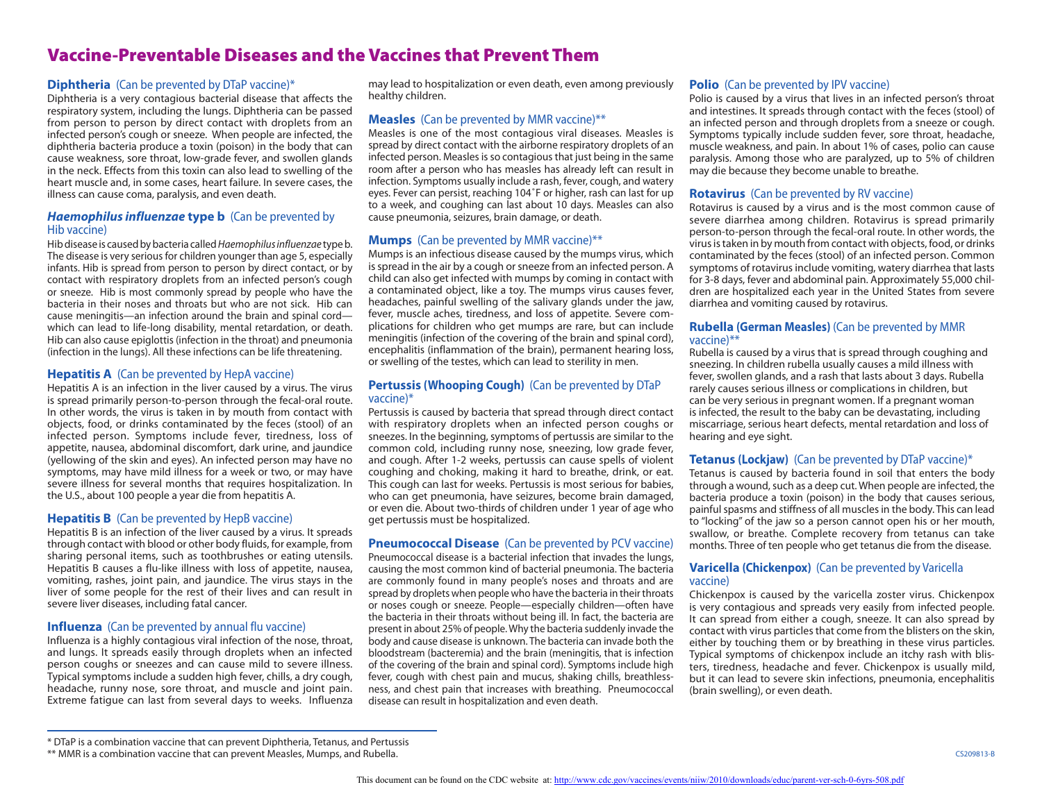# Vaccine-Preventable Diseases and the Vaccines that Prevent Them

### Diphtheria (Can be prevented by DTaP vaccine)*

Diphtheria is a very contagious bacterial disease that affects the respiratory system, including the lungs. Diphtheria can be passed from person to person by direct contact with droplets from an infected person's cough or sneeze. When people are infected, the diphtheria bacteria produce a toxin (poison) in the body that can cause weakness, sore throat, low-grade fever, and swollen glands in the neck. Effects from this toxin can also lead to swelling of the heart muscle and, in some cases, heart failure. In severe cases, the illness can cause coma, paralysis, and even death.

### *Haemophilus influenzae* type b (Can be prevented by Hib vaccine)

Hib disease is caused by bacteria called *Haemophilus influenzae* type b. The disease is very serious for children younger than age 5, especially infants. Hib is spread from person to person by direct contact, or by contact with respiratory droplets from an infected person's cough or sneeze. Hib is most commonly spread by people who have the bacteria in their noses and throats but who are not sick. Hib can cause meningitis—an infection around the brain and spinal cord—which can lead to life-long disability, mental retardation, or death. Hib can also cause epiglottis (infection in the throat) and pneumonia (infection in the lungs). All these infections can be life threatening.

### Hepatitis A (Can be prevented by HepA vaccine)

Hepatitis A is an infection in the liver caused by a virus. The virus is spread primarily person-to-person through the fecal-oral route. In other words, the virus is taken in by mouth from contact with objects, food, or drinks contaminated by the feces (stool) of an infected person. Symptoms include fever, tiredness, loss of appetite, nausea, abdominal discomfort, dark urine, and jaundice (yellowing of the skin and eyes). An infected person may have no symptoms, may have mild illness for a week or two, or may have severe illness for several months that requires hospitalization. In the U.S., about 100 people a year die from hepatitis A.

### Hepatitis B (Can be prevented by HepB vaccine)

Hepatitis B is an infection of the liver caused by a virus. It spreads through contact with blood or other body fluids, for example, from sharing personal items, such as toothbrushes or eating utensils. Hepatitis B causes a flu-like illness with loss of appetite, nausea, vomiting, rashes, joint pain, and jaundice. The virus stays in the liver of some people for the rest of their lives and can result in severe liver diseases, including fatal cancer.

### Influenza (Can be prevented by annual flu vaccine)

Influenza is a highly contagious viral infection of the nose, throat, and lungs. It spreads easily through droplets when an infected person coughs or sneezes and can cause mild to severe illness. Typical symptoms include a sudden high fever, chills, a dry cough, headache, runny nose, sore throat, and muscle and joint pain. Extreme fatigue can last from several days to weeks. Influenza may lead to hospitalization or even death, even among previously healthy children.

### Measles (Can be prevented by MMR vaccine)**

Measles is one of the most contagious viral diseases. Measles is spread by direct contact with the airborne respiratory droplets of an infected person. Measles is so contagious that just being in the same room after a person who has measles has already left can result in infection. Symptoms usually include a rash, fever, cough, and watery eyes. Fever can persist, reaching 104˚F or higher, rash can last for up to a week, and coughing can last about 10 days. Measles can also cause pneumonia, seizures, brain damage, or death.

### Mumps (Can be prevented by MMR vaccine)**

Mumps is an infectious disease caused by the mumps virus, which is spread in the air by a cough or sneeze from an infected person. A child can also get infected with mumps by coming in contact with a contaminated object, like a toy. The mumps virus causes fever, headaches, painful swelling of the salivary glands under the jaw, fever, muscle aches, tiredness, and loss of appetite. Severe complications for children who get mumps are rare, but can include meningitis (infection of the covering of the brain and spinal cord), encephalitis (inflammation of the brain), permanent hearing loss, or swelling of the testes, which can lead to sterility in men.

### Pertussis (Whooping Cough) (Can be prevented by DTaP vaccine)*

Pertussis is caused by bacteria that spread through direct contact with respiratory droplets when an infected person coughs or sneezes. In the beginning, symptoms of pertussis are similar to the common cold, including runny nose, sneezing, low grade fever, and cough. After 1-2 weeks, pertussis can cause spells of violent coughing and choking, making it hard to breathe, drink, or eat. This cough can last for weeks. Pertussis is most serious for babies, who can get pneumonia, have seizures, become brain damaged, or even die. About two-thirds of children under 1 year of age who get pertussis must be hospitalized.

### Pneumococcal Disease (Can be prevented by PCV vaccine)

Pneumococcal disease is a bacterial infection that invades the lungs, causing the most common kind of bacterial pneumonia. The bacteria are commonly found in many people's noses and throats and are spread by droplets when people who have the bacteria in their throats or noses cough or sneeze. People—especially children—often have the bacteria in their throats without being ill. In fact, the bacteria are present in about 25% of people. Why the bacteria suddenly invade the body and cause disease is unknown. The bacteria can invade both the bloodstream (bacteremia) and the brain (meningitis, that is infection of the covering of the brain and spinal cord). Symptoms include high fever, cough with chest pain and mucus, shaking chills, breathlessness, and chest pain that increases with breathing. Pneumococcal disease can result in hospitalization and even death.

### Polio (Can be prevented by IPV vaccine)

Polio is caused by a virus that lives in an infected person's throat and intestines. It spreads through contact with the feces (stool) of an infected person and through droplets from a sneeze or cough. Symptoms typically include sudden fever, sore throat, headache, muscle weakness, and pain. In about 1% of cases, polio can cause paralysis. Among those who are paralyzed, up to 5% of children may die because they become unable to breathe.

### Rotavirus (Can be prevented by RV vaccine)

Rotavirus is caused by a virus and is the most common cause of severe diarrhea among children. Rotavirus is spread primarily person-to-person through the fecal-oral route. In other words, the virus is taken in by mouth from contact with objects, food, or drinks contaminated by the feces (stool) of an infected person. Common symptoms of rotavirus include vomiting, watery diarrhea that lasts for 3-8 days, fever and abdominal pain. Approximately 55,000 children are hospitalized each year in the United States from severe diarrhea and vomiting caused by rotavirus.

### Rubella (German Measles) (Can be prevented by MMR vaccine)**

Rubella is caused by a virus that is spread through coughing and sneezing. In children rubella usually causes a mild illness with fever, swollen glands, and a rash that lasts about 3 days. Rubella rarely causes serious illness or complications in children, but can be very serious in pregnant women. If a pregnant woman is infected, the result to the baby can be devastating, including miscarriage, serious heart defects, mental retardation and loss of hearing and eye sight.

### Tetanus (Lockjaw) (Can be prevented by DTaP vaccine)*

Tetanus is caused by bacteria found in soil that enters the body through a wound, such as a deep cut. When people are infected, the bacteria produce a toxin (poison) in the body that causes serious, painful spasms and stiffness of all muscles in the body. This can lead to "locking" of the jaw so a person cannot open his or her mouth, swallow, or breathe. Complete recovery from tetanus can take months. Three of ten people who get tetanus die from the disease.

### Varicella (Chickenpox) (Can be prevented by Varicella vaccine)

Chickenpox is caused by the varicella zoster virus. Chickenpox is very contagious and spreads very easily from infected people. It can spread from either a cough, sneeze. It can also spread by contact with virus particles that come from the blisters on the skin, either by touching them or by breathing in these virus particles. Typical symptoms of chickenpox include an itchy rash with blisters, tiredness, headache and fever. Chickenpox is usually mild, but it can lead to severe skin infections, pneumonia, encephalitis (brain swelling), or even death.

---

* DTaP is a combination vaccine that can prevent Diphtheria, Tetanus, and Pertussis

** MMR is a combination vaccine that can prevent Measles, Mumps, and Rubella.

CS209813-B

This document can be found on the CDC website at: http://www.cdc.gov/vaccines/events/niiw/2010/downloads/educ/parent-ver-sch-0-6yrs-508.pdf